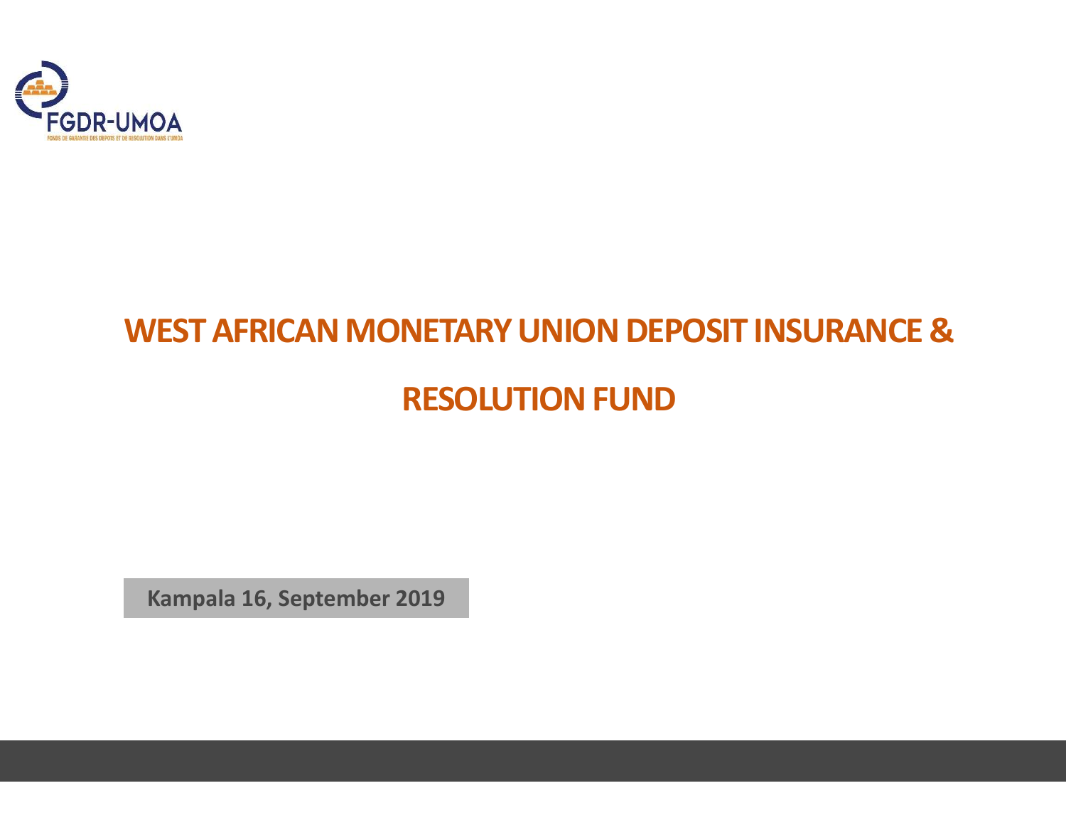FGDR-UMOA

FONDS DE GARANTIE DES DEPOTS ET DE RESOLUTION DANS L'UMOA

# WEST AFRICAN MONETARY UNION DEPOSIT INSURANCE & RESOLUTION FUND

**Kampala 16, September 2019**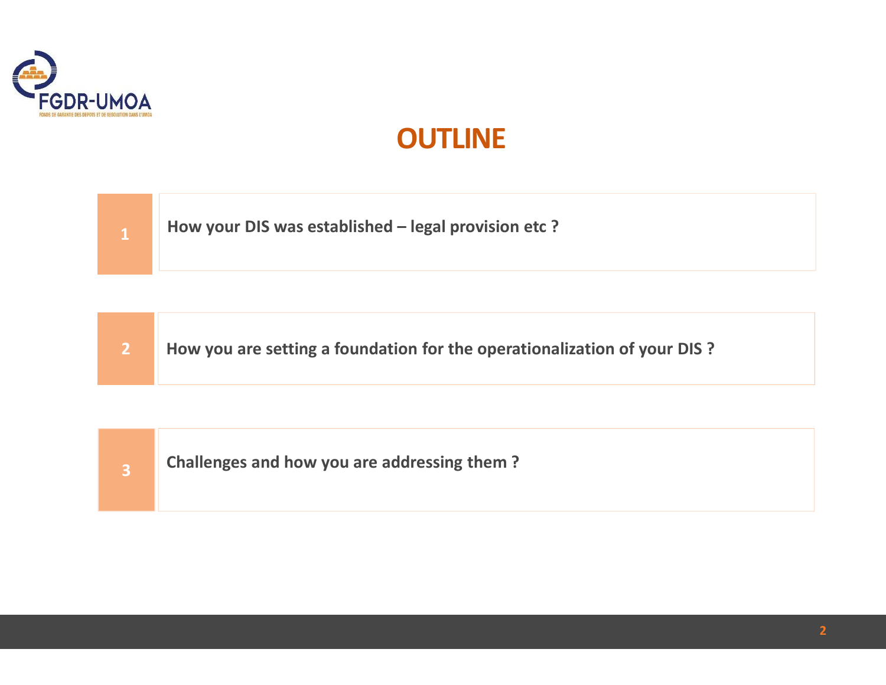# OUTLINE

1. **How your DIS was established – legal provision etc ?**

2. **How you are setting a foundation for the operationalization of your DIS ?**

3. **Challenges and how you are addressing them ?**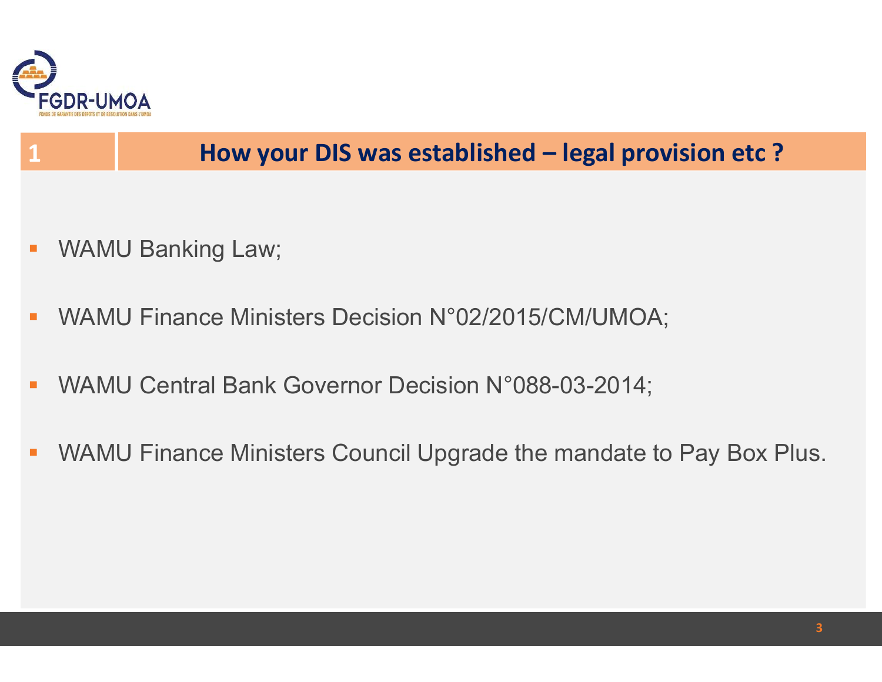## 1 How your DIS was established – legal provision etc ?

- WAMU Banking Law;
- WAMU Finance Ministers Decision N°02/2015/CM/UMOA;
- WAMU Central Bank Governor Decision N°088-03-2014;
- WAMU Finance Ministers Council Upgrade the mandate to Pay Box Plus.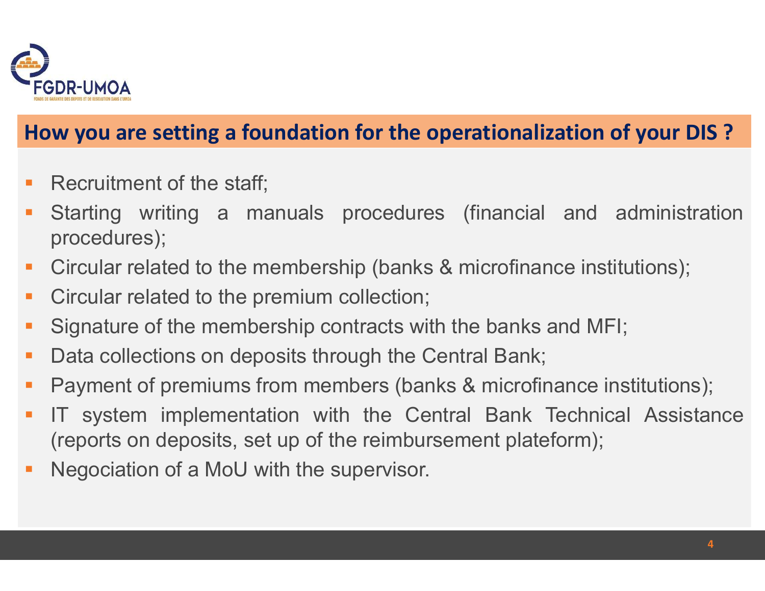## How you are setting a foundation for the operationalization of your DIS ?

- Recruitment of the staff;
- Starting writing a manuals procedures (financial and administration procedures);
- Circular related to the membership (banks & microfinance institutions);
- Circular related to the premium collection;
- Signature of the membership contracts with the banks and MFI;
- Data collections on deposits through the Central Bank;
- Payment of premiums from members (banks & microfinance institutions);
- IT system implementation with the Central Bank Technical Assistance (reports on deposits, set up of the reimbursement plateform);
- Negociation of a MoU with the supervisor.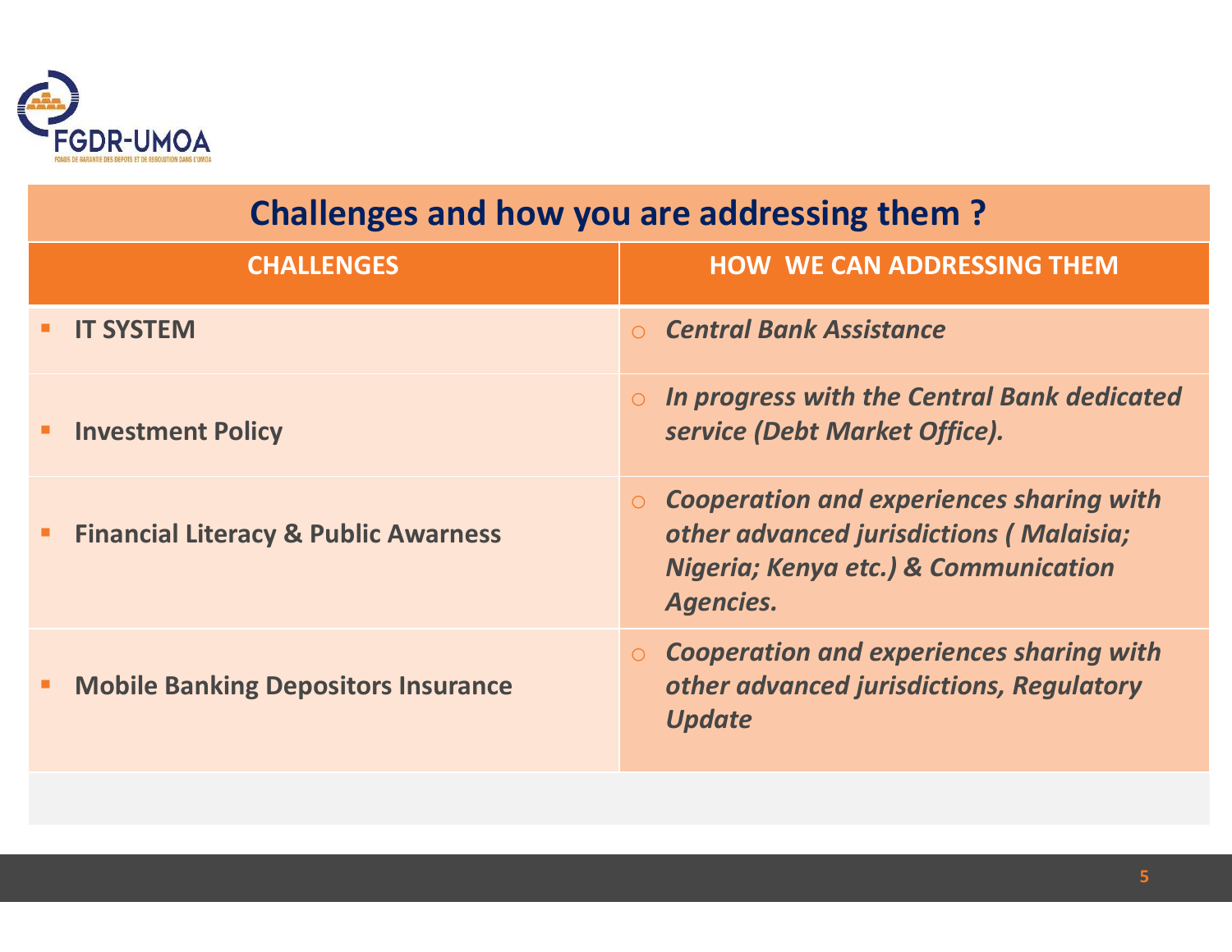## Challenges and how you are addressing them ?

| CHALLENGES | HOW WE CAN ADDRESSING THEM |
|---|---|
| **IT SYSTEM** | ***Central Bank Assistance*** |
| **Investment Policy** | ***In progress with the Central Bank dedicated service (Debt Market Office).*** |
| **Financial Literacy & Public Awarness** | ***Cooperation and experiences sharing with other advanced jurisdictions ( Malaisia; Nigeria; Kenya etc.) & Communication Agencies.*** |
| **Mobile Banking Depositors Insurance** | ***Cooperation and experiences sharing with other advanced jurisdictions, Regulatory Update*** |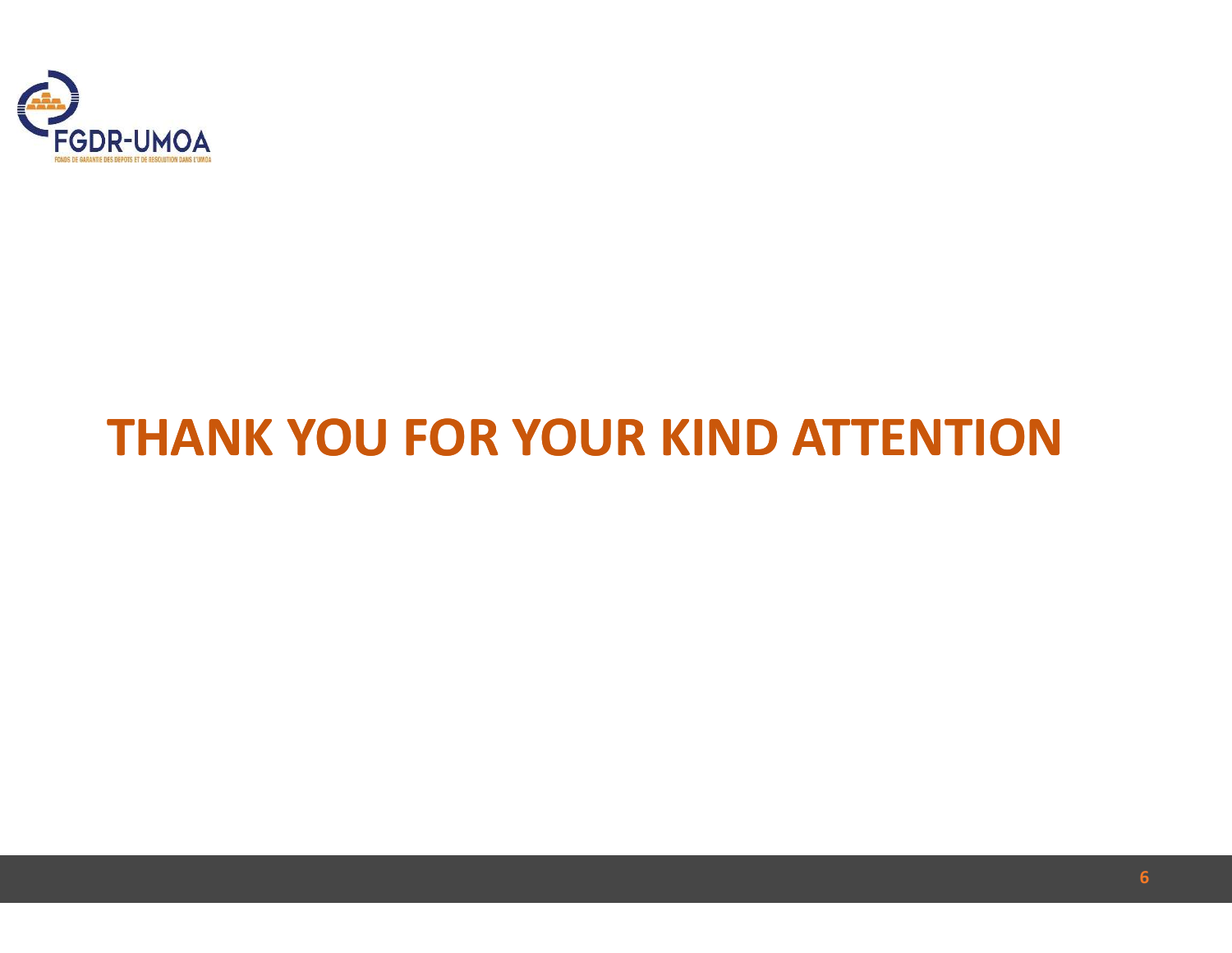FGDR-UMOA

FONDS DE GARANTIE DES DEPOTS ET DE RESOLUTION DANS L'UMOA

# THANK YOU FOR YOUR KIND ATTENTION